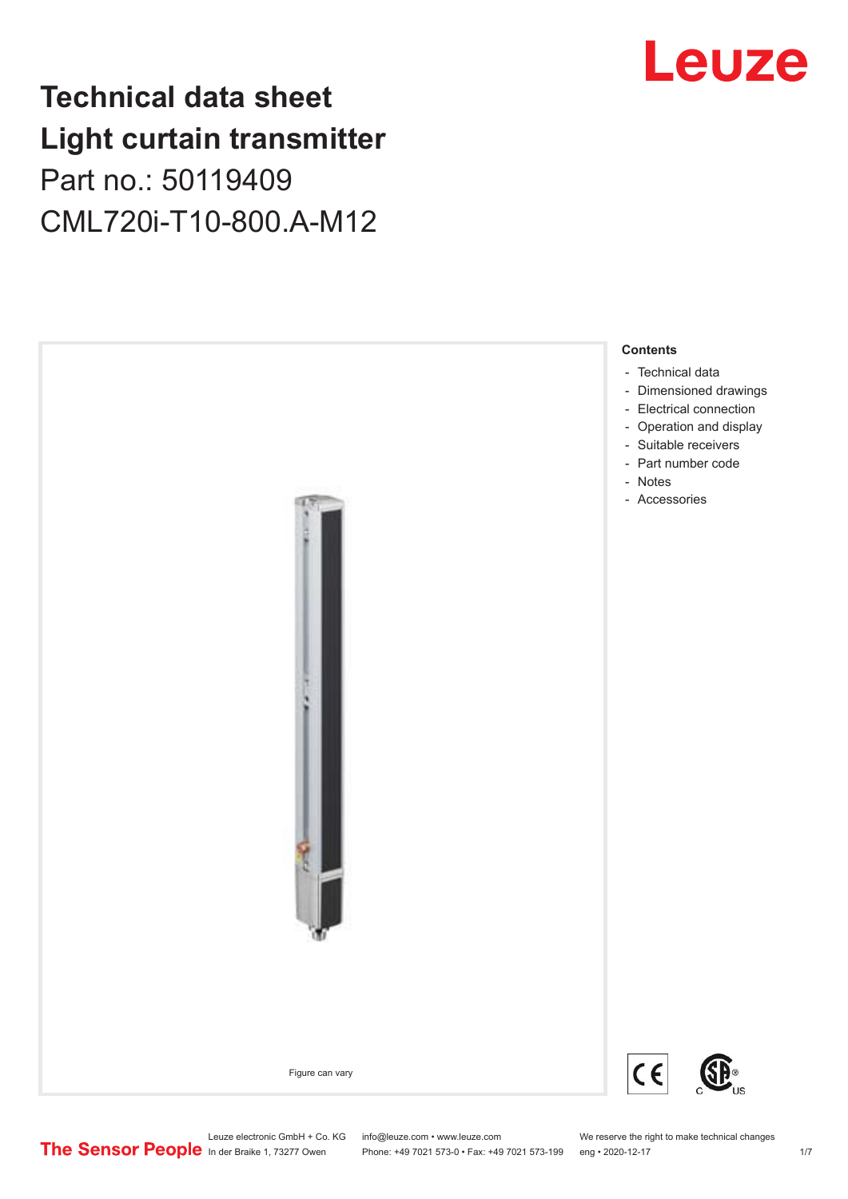# Technical data sheet
# Light curtain transmitter

Part no.: 50119409

CML720i-T10-800.A-M12

Figure can vary

**Contents**

- Technical data
- Dimensioned drawings
- Electrical connection
- Operation and display
- Suitable receivers
- Part number code
- Notes
- Accessories

Leuze electronic GmbH + Co. KG
In der Braike 1, 73277 Owen

info@leuze.com • www.leuze.com
Phone: +49 7021 573-0 • Fax: +49 7021 573-199

We reserve the right to make technical changes
eng • 2020-12-17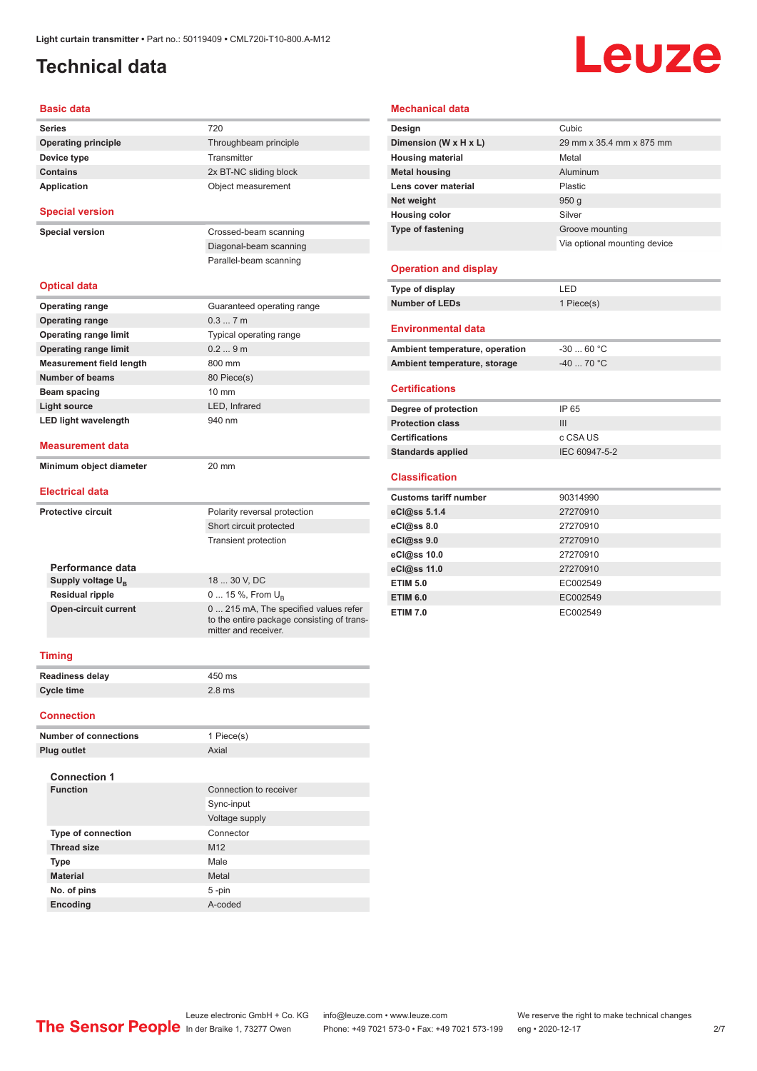# Technical data

## Basic data

| | |
|---|---|
| Series | 720 |
| Operating principle | Throughbeam principle |
| Device type | Transmitter |
| Contains | 2x BT-NC sliding block |
| Application | Object measurement |

## Special version

| | |
|---|---|
| Special version | Crossed-beam scanning |
| | Diagonal-beam scanning |
| | Parallel-beam scanning |

## Optical data

| | |
|---|---|
| Operating range | Guaranteed operating range |
| Operating range | 0.3 ... 7 m |
| Operating range limit | Typical operating range |
| Operating range limit | 0.2 ... 9 m |
| Measurement field length | 800 mm |
| Number of beams | 80 Piece(s) |
| Beam spacing | 10 mm |
| Light source | LED, Infrared |
| LED light wavelength | 940 nm |

## Measurement data

| | |
|---|---|
| Minimum object diameter | 20 mm |

## Electrical data

| | |
|---|---|
| Protective circuit | Polarity reversal protection |
| | Short circuit protected |
| | Transient protection |

### Performance data

| | |
|---|---|
| Supply voltage $U_B$ | 18 ... 30 V, DC |
| Residual ripple | 0 ... 15 %, From $U_B$ |
| Open-circuit current | 0 ... 215 mA, The specified values refer to the entire package consisting of transmitter and receiver. |

## Timing

| | |
|---|---|
| Readiness delay | 450 ms |
| Cycle time | 2.8 ms |

## Connection

| | |
|---|---|
| Number of connections | 1 Piece(s) |
| Plug outlet | Axial |

### Connection 1

| | |
|---|---|
| Function | Connection to receiver |
| | Sync-input |
| | Voltage supply |
| Type of connection | Connector |
| Thread size | M12 |
| Type | Male |
| Material | Metal |
| No. of pins | 5 -pin |
| Encoding | A-coded |

## Mechanical data

| | |
|---|---|
| Design | Cubic |
| Dimension (W x H x L) | 29 mm x 35.4 mm x 875 mm |
| Housing material | Metal |
| Metal housing | Aluminum |
| Lens cover material | Plastic |
| Net weight | 950 g |
| Housing color | Silver |
| Type of fastening | Groove mounting |
| | Via optional mounting device |

## Operation and display

| | |
|---|---|
| Type of display | LED |
| Number of LEDs | 1 Piece(s) |

## Environmental data

| | |
|---|---|
| Ambient temperature, operation | -30 ... 60 °C |
| Ambient temperature, storage | -40 ... 70 °C |

## Certifications

| | |
|---|---|
| Degree of protection | IP 65 |
| Protection class | III |
| Certifications | c CSA US |
| Standards applied | IEC 60947-5-2 |

## Classification

| | |
|---|---|
| Customs tariff number | 90314990 |
| eCl@ss 5.1.4 | 27270910 |
| eCl@ss 8.0 | 27270910 |
| eCl@ss 9.0 | 27270910 |
| eCl@ss 10.0 | 27270910 |
| eCl@ss 11.0 | 27270910 |
| ETIM 5.0 | EC002549 |
| ETIM 6.0 | EC002549 |
| ETIM 7.0 | EC002549 |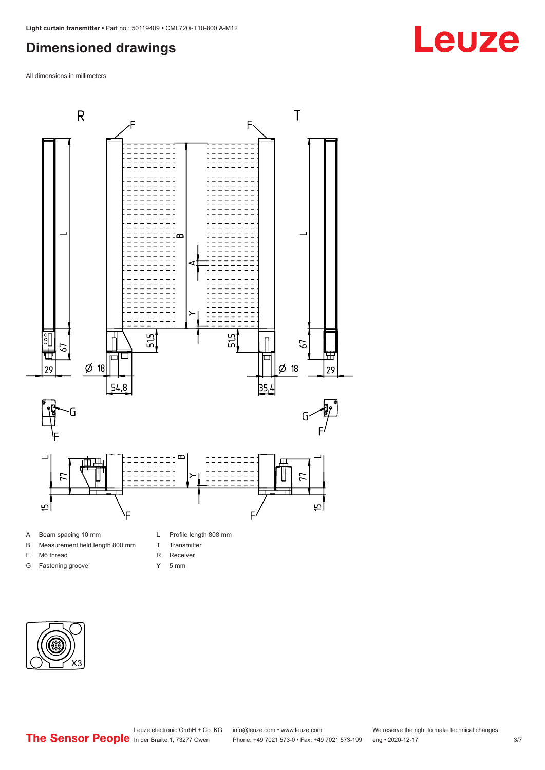# Dimensioned drawings

All dimensions in millimeters

R

T

F

L

B

A

Y

51,5

67

29

Ø 18

54,8

35,4

G

77

15

X3

| | | | |
|---|---|---|---|
| A | Beam spacing 10 mm | L | Profile length 808 mm |
| B | Measurement field length 800 mm | T | Transmitter |
| F | M6 thread | R | Receiver |
| G | Fastening groove | Y | 5 mm |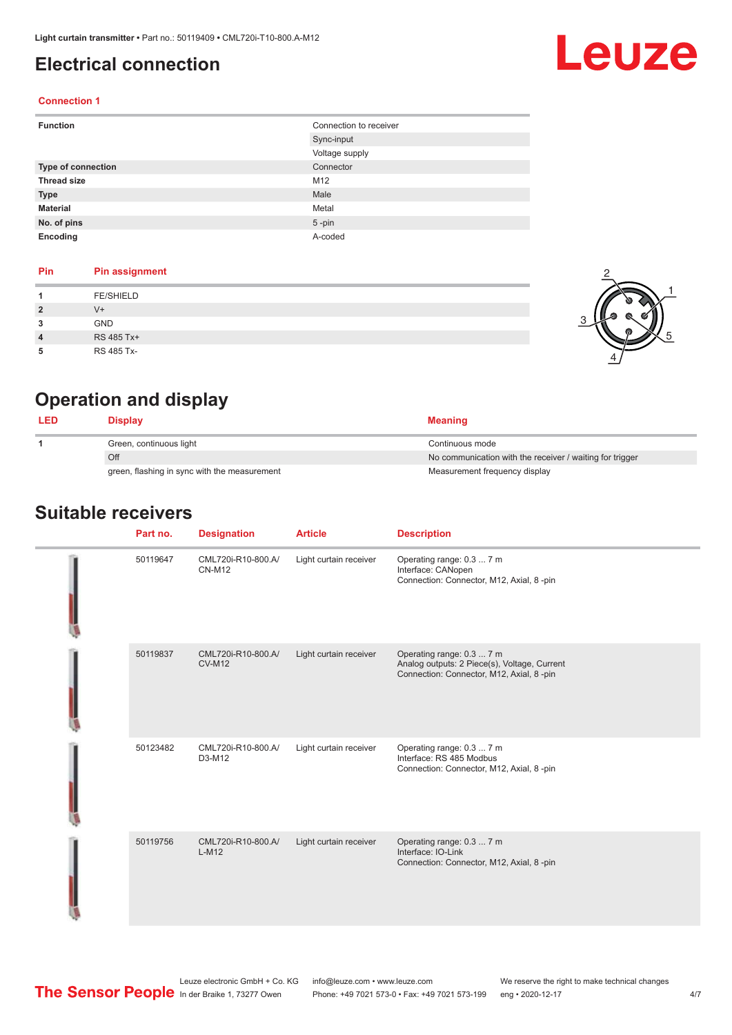# Electrical connection

## Connection 1

| | |
|---|---|
| **Function** | Connection to receiver |
| | Sync-input |
| | Voltage supply |
| **Type of connection** | Connector |
| **Thread size** | M12 |
| **Type** | Male |
| **Material** | Metal |
| **No. of pins** | 5 -pin |
| **Encoding** | A-coded |

| Pin | Pin assignment |
|---|---|
| **1** | FE/SHIELD |
| **2** | V+ |
| **3** | GND |
| **4** | RS 485 Tx+ |
| **5** | RS 485 Tx- |

# Operation and display

| LED | Display | Meaning |
|---|---|---|
| **1** | Green, continuous light | Continuous mode |
| | Off | No communication with the receiver / waiting for trigger |
| | green, flashing in sync with the measurement | Measurement frequency display |

# Suitable receivers

| Part no. | Designation | Article | Description |
|---|---|---|---|
| 50119647 | CML720i-R10-800.A/CN-M12 | Light curtain receiver | Operating range: 0.3 ... 7 m<br>Interface: CANopen<br>Connection: Connector, M12, Axial, 8 -pin |
| 50119837 | CML720i-R10-800.A/CV-M12 | Light curtain receiver | Operating range: 0.3 ... 7 m<br>Analog outputs: 2 Piece(s), Voltage, Current<br>Connection: Connector, M12, Axial, 8 -pin |
| 50123482 | CML720i-R10-800.A/D3-M12 | Light curtain receiver | Operating range: 0.3 ... 7 m<br>Interface: RS 485 Modbus<br>Connection: Connector, M12, Axial, 8 -pin |
| 50119756 | CML720i-R10-800.A/L-M12 | Light curtain receiver | Operating range: 0.3 ... 7 m<br>Interface: IO-Link<br>Connection: Connector, M12, Axial, 8 -pin |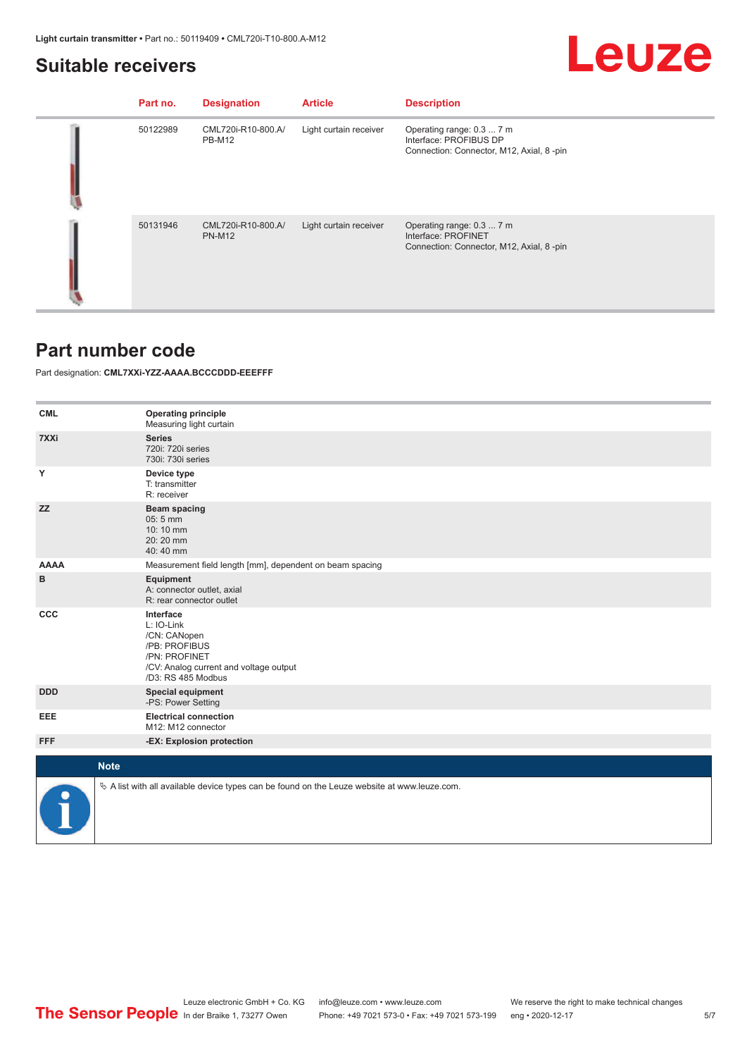## Suitable receivers

| Part no. | Designation | Article | Description |
|---|---|---|---|
| 50122989 | CML720i-R10-800.A/PB-M12 | Light curtain receiver | Operating range: 0.3 ... 7 m<br>Interface: PROFIBUS DP<br>Connection: Connector, M12, Axial, 8 -pin |
| 50131946 | CML720i-R10-800.A/PN-M12 | Light curtain receiver | Operating range: 0.3 ... 7 m<br>Interface: PROFINET<br>Connection: Connector, M12, Axial, 8 -pin |

## Part number code

Part designation: **CML7XXi-YZZ-AAAA.BCCCDDD-EEEFFF**

| | |
|---|---|
| **CML** | **Operating principle**<br>Measuring light curtain |
| **7XXi** | **Series**<br>720i: 720i series<br>730i: 730i series |
| **Y** | **Device type**<br>T: transmitter<br>R: receiver |
| **ZZ** | **Beam spacing**<br>05: 5 mm<br>10: 10 mm<br>20: 20 mm<br>40: 40 mm |
| **AAAA** | Measurement field length [mm], dependent on beam spacing |
| **B** | **Equipment**<br>A: connector outlet, axial<br>R: rear connector outlet |
| **CCC** | **Interface**<br>L: IO-Link<br>/CN: CANopen<br>/PB: PROFIBUS<br>/PN: PROFINET<br>/CV: Analog current and voltage output<br>/D3: RS 485 Modbus |
| **DDD** | **Special equipment**<br>-PS: Power Setting |
| **EEE** | **Electrical connection**<br>M12: M12 connector |
| **FFF** | **-EX: Explosion protection** |

**Note**

- A list with all available device types can be found on the Leuze website at www.leuze.com.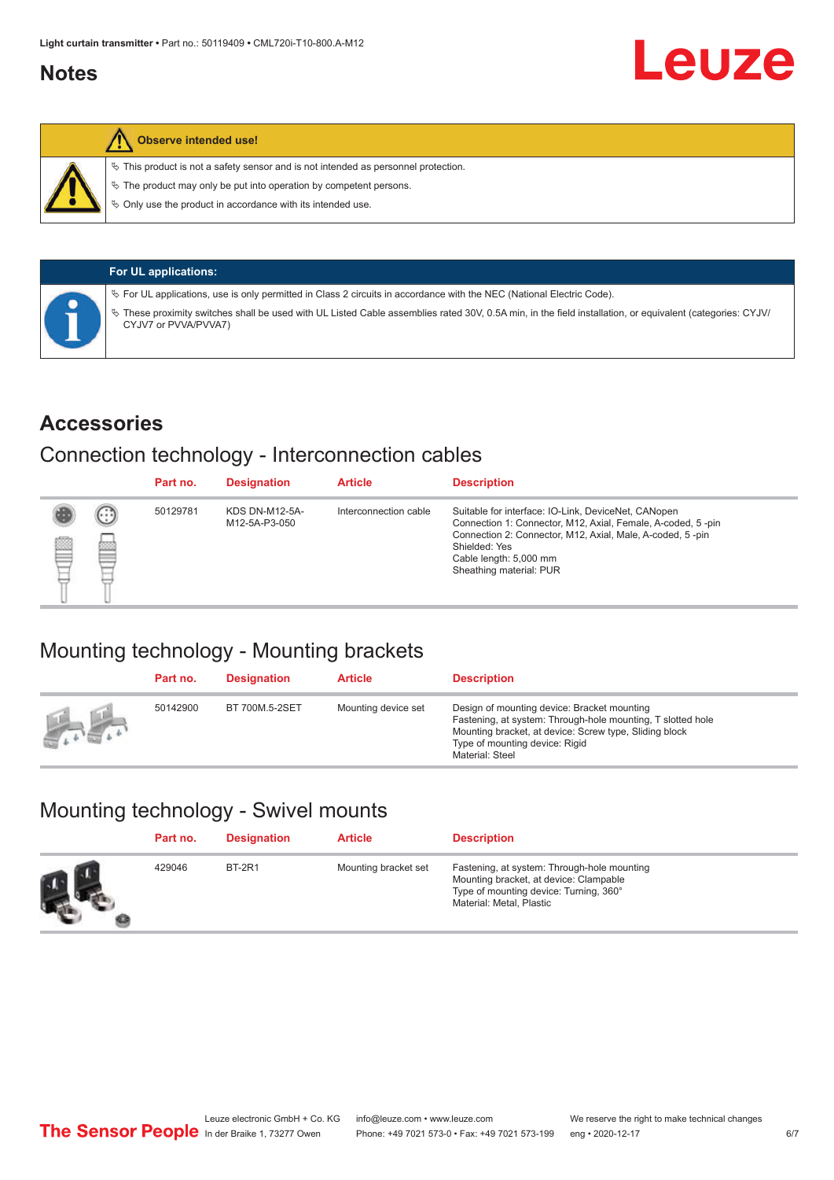## Notes

**Observe intended use!**

- This product is not a safety sensor and is not intended as personnel protection.
- The product may only be put into operation by competent persons.
- Only use the product in accordance with its intended use.

**For UL applications:**

- For UL applications, use is only permitted in Class 2 circuits in accordance with the NEC (National Electric Code).
- These proximity switches shall be used with UL Listed Cable assemblies rated 30V, 0.5A min, in the field installation, or equivalent (categories: CYJV/CYJV7 or PVVA/PVVA7)

## Accessories

### Connection technology - Interconnection cables

| Part no. | Designation | Article | Description |
| --- | --- | --- | --- |
| 50129781 | KDS DN-M12-5A-M12-5A-P3-050 | Interconnection cable | Suitable for interface: IO-Link, DeviceNet, CANopen<br>Connection 1: Connector, M12, Axial, Female, A-coded, 5 -pin<br>Connection 2: Connector, M12, Axial, Male, A-coded, 5 -pin<br>Shielded: Yes<br>Cable length: 5,000 mm<br>Sheathing material: PUR |

### Mounting technology - Mounting brackets

| Part no. | Designation | Article | Description |
| --- | --- | --- | --- |
| 50142900 | BT 700M.5-2SET | Mounting device set | Design of mounting device: Bracket mounting<br>Fastening, at system: Through-hole mounting, T slotted hole<br>Mounting bracket, at device: Screw type, Sliding block<br>Type of mounting device: Rigid<br>Material: Steel |

### Mounting technology - Swivel mounts

| Part no. | Designation | Article | Description |
| --- | --- | --- | --- |
| 429046 | BT-2R1 | Mounting bracket set | Fastening, at system: Through-hole mounting<br>Mounting bracket, at device: Clampable<br>Type of mounting device: Turning, 360°<br>Material: Metal, Plastic |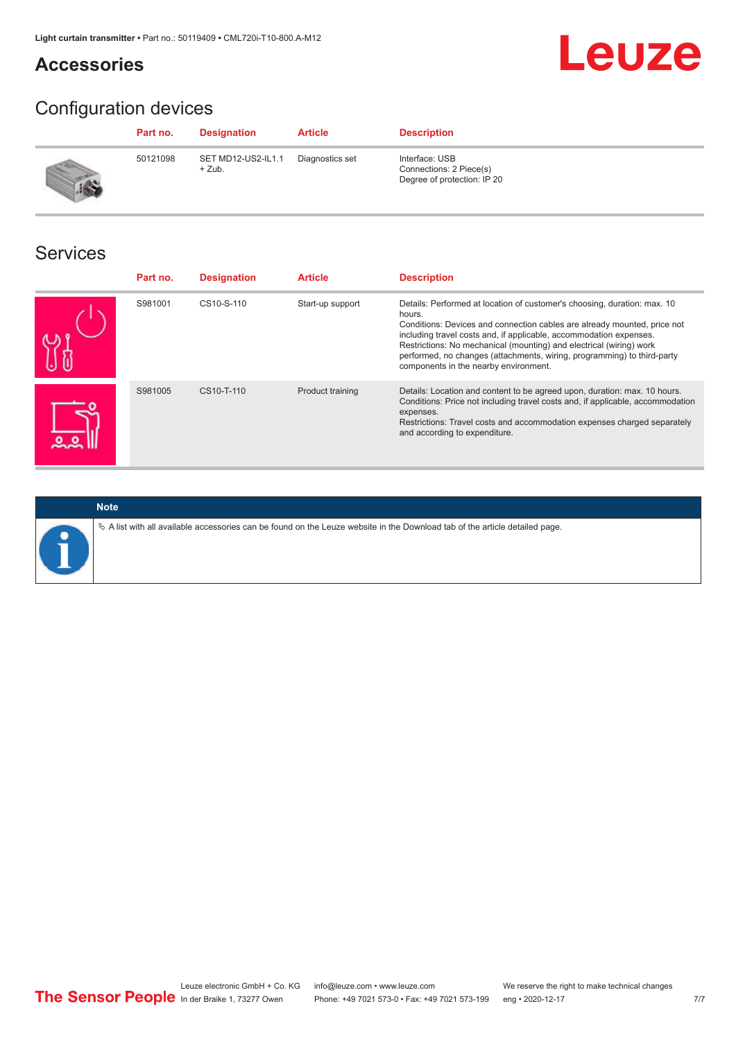## Accessories

## Configuration devices

| | Part no. | Designation | Article | Description |
|---|---|---|---|---|
| | 50121098 | SET MD12-US2-IL1.1 + Zub. | Diagnostics set | Interface: USB<br>Connections: 2 Piece(s)<br>Degree of protection: IP 20 |

## Services

| | Part no. | Designation | Article | Description |
|---|---|---|---|---|
| | S981001 | CS10-S-110 | Start-up support | Details: Performed at location of customer's choosing, duration: max. 10 hours.<br>Conditions: Devices and connection cables are already mounted, price not including travel costs and, if applicable, accommodation expenses.<br>Restrictions: No mechanical (mounting) and electrical (wiring) work performed, no changes (attachments, wiring, programming) to third-party components in the nearby environment. |
| | S981005 | CS10-T-110 | Product training | Details: Location and content to be agreed upon, duration: max. 10 hours.<br>Conditions: Price not including travel costs and, if applicable, accommodation expenses.<br>Restrictions: Travel costs and accommodation expenses charged separately and according to expenditure. |

**Note**

🔖 A list with all available accessories can be found on the Leuze website in the Download tab of the article detailed page.